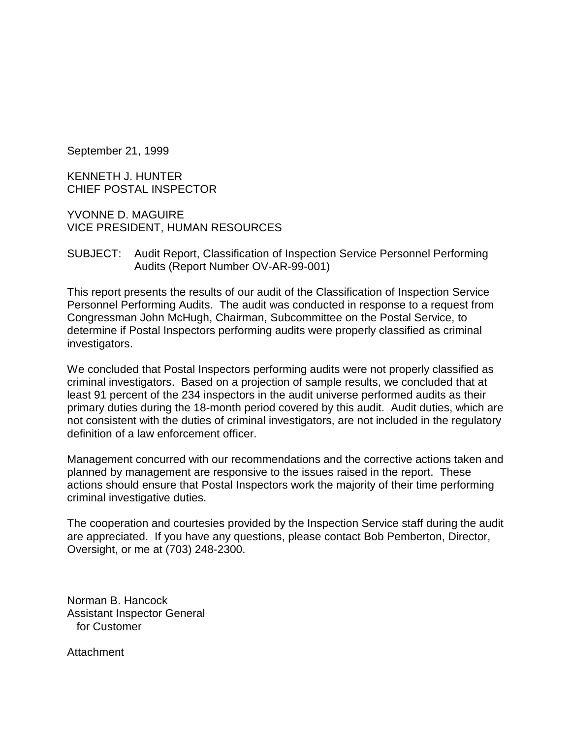September 21, 1999

KENNETH J. HUNTER
CHIEF POSTAL INSPECTOR

YVONNE D. MAGUIRE
VICE PRESIDENT, HUMAN RESOURCES

SUBJECT: Audit Report, Classification of Inspection Service Personnel Performing Audits (Report Number OV-AR-99-001)

This report presents the results of our audit of the Classification of Inspection Service Personnel Performing Audits. The audit was conducted in response to a request from Congressman John McHugh, Chairman, Subcommittee on the Postal Service, to determine if Postal Inspectors performing audits were properly classified as criminal investigators.

We concluded that Postal Inspectors performing audits were not properly classified as criminal investigators. Based on a projection of sample results, we concluded that at least 91 percent of the 234 inspectors in the audit universe performed audits as their primary duties during the 18-month period covered by this audit. Audit duties, which are not consistent with the duties of criminal investigators, are not included in the regulatory definition of a law enforcement officer.

Management concurred with our recommendations and the corrective actions taken and planned by management are responsive to the issues raised in the report. These actions should ensure that Postal Inspectors work the majority of their time performing criminal investigative duties.

The cooperation and courtesies provided by the Inspection Service staff during the audit are appreciated. If you have any questions, please contact Bob Pemberton, Director, Oversight, or me at (703) 248-2300.

Norman B. Hancock
Assistant Inspector General
for Customer

Attachment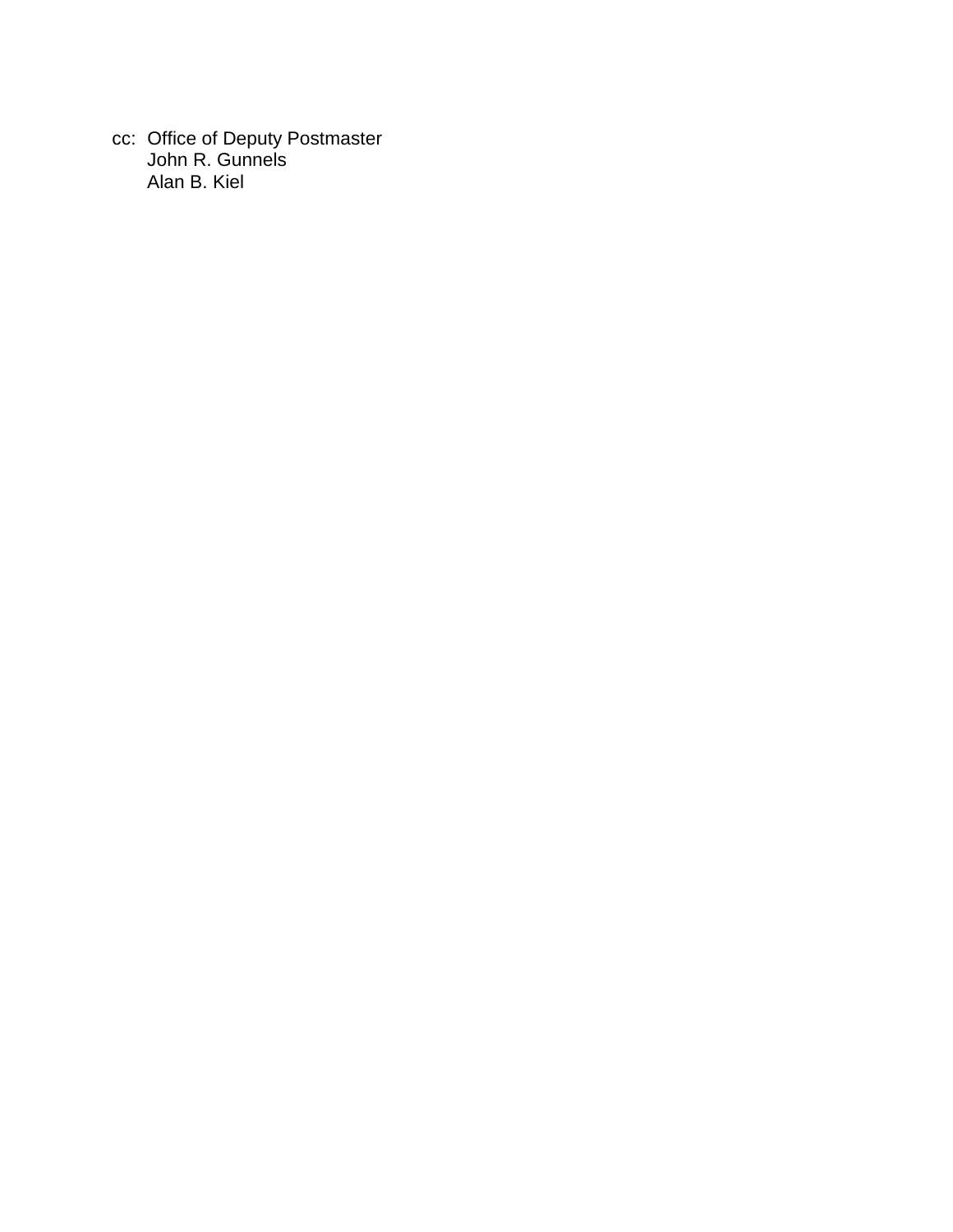cc: Office of Deputy Postmaster
John R. Gunnels
Alan B. Kiel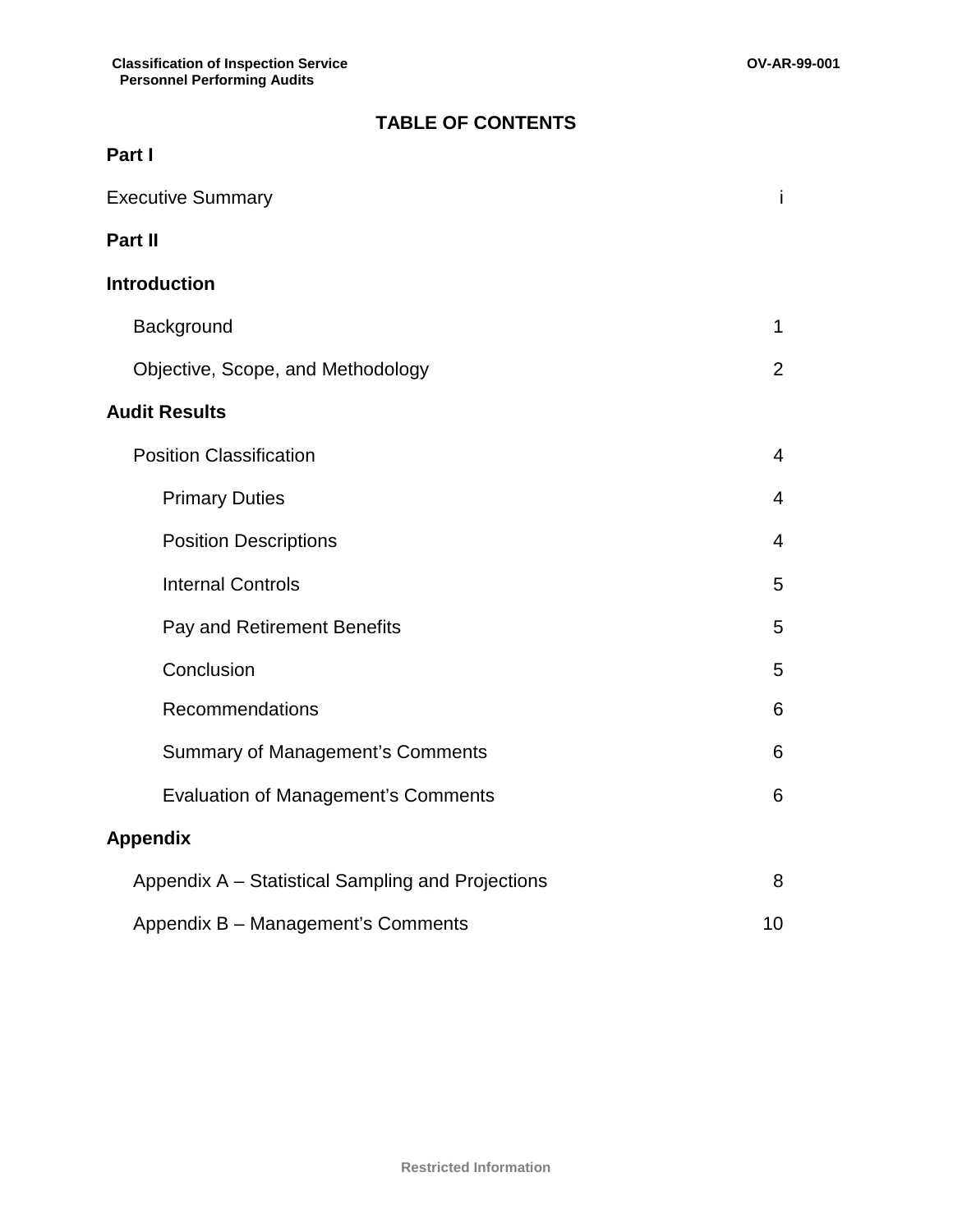# TABLE OF CONTENTS

**Part I**

| | |
|---|---|
| Executive Summary | i |

**Part II**

**Introduction**

| | |
|---|---|
| Background | 1 |
| Objective, Scope, and Methodology | 2 |

**Audit Results**

| | |
|---|---|
| Position Classification | 4 |
| Primary Duties | 4 |
| Position Descriptions | 4 |
| Internal Controls | 5 |
| Pay and Retirement Benefits | 5 |
| Conclusion | 5 |
| Recommendations | 6 |
| Summary of Management's Comments | 6 |
| Evaluation of Management's Comments | 6 |

**Appendix**

| | |
|---|---|
| Appendix A – Statistical Sampling and Projections | 8 |
| Appendix B – Management's Comments | 10 |

Restricted Information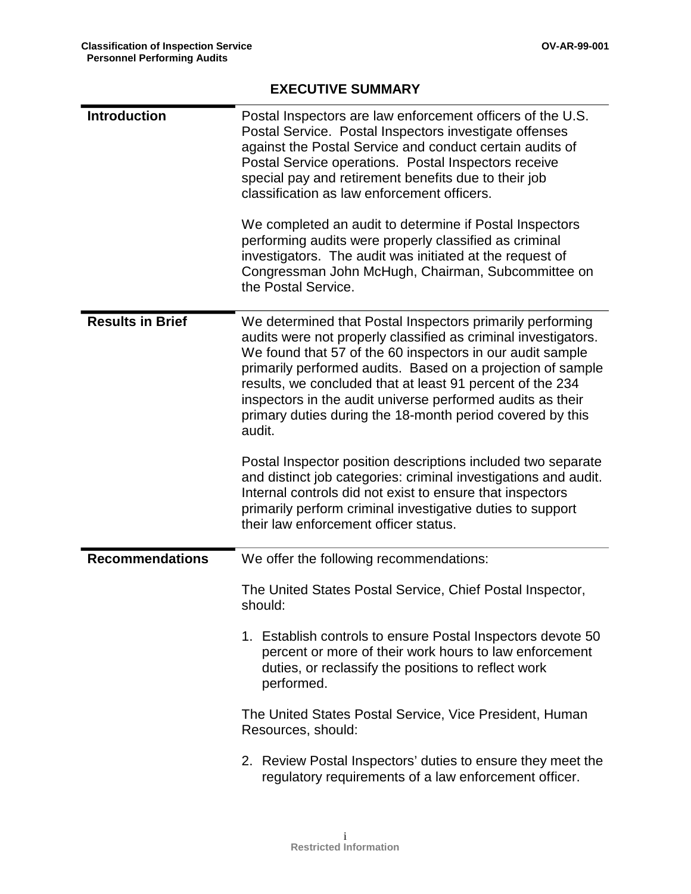## EXECUTIVE SUMMARY

### Introduction

Postal Inspectors are law enforcement officers of the U.S. Postal Service. Postal Inspectors investigate offenses against the Postal Service and conduct certain audits of Postal Service operations. Postal Inspectors receive special pay and retirement benefits due to their job classification as law enforcement officers.

We completed an audit to determine if Postal Inspectors performing audits were properly classified as criminal investigators. The audit was initiated at the request of Congressman John McHugh, Chairman, Subcommittee on the Postal Service.

### Results in Brief

We determined that Postal Inspectors primarily performing audits were not properly classified as criminal investigators. We found that 57 of the 60 inspectors in our audit sample primarily performed audits. Based on a projection of sample results, we concluded that at least 91 percent of the 234 inspectors in the audit universe performed audits as their primary duties during the 18-month period covered by this audit.

Postal Inspector position descriptions included two separate and distinct job categories: criminal investigations and audit. Internal controls did not exist to ensure that inspectors primarily perform criminal investigative duties to support their law enforcement officer status.

### Recommendations

We offer the following recommendations:

The United States Postal Service, Chief Postal Inspector, should:

1. Establish controls to ensure Postal Inspectors devote 50 percent or more of their work hours to law enforcement duties, or reclassify the positions to reflect work performed.

The United States Postal Service, Vice President, Human Resources, should:

2. Review Postal Inspectors' duties to ensure they meet the regulatory requirements of a law enforcement officer.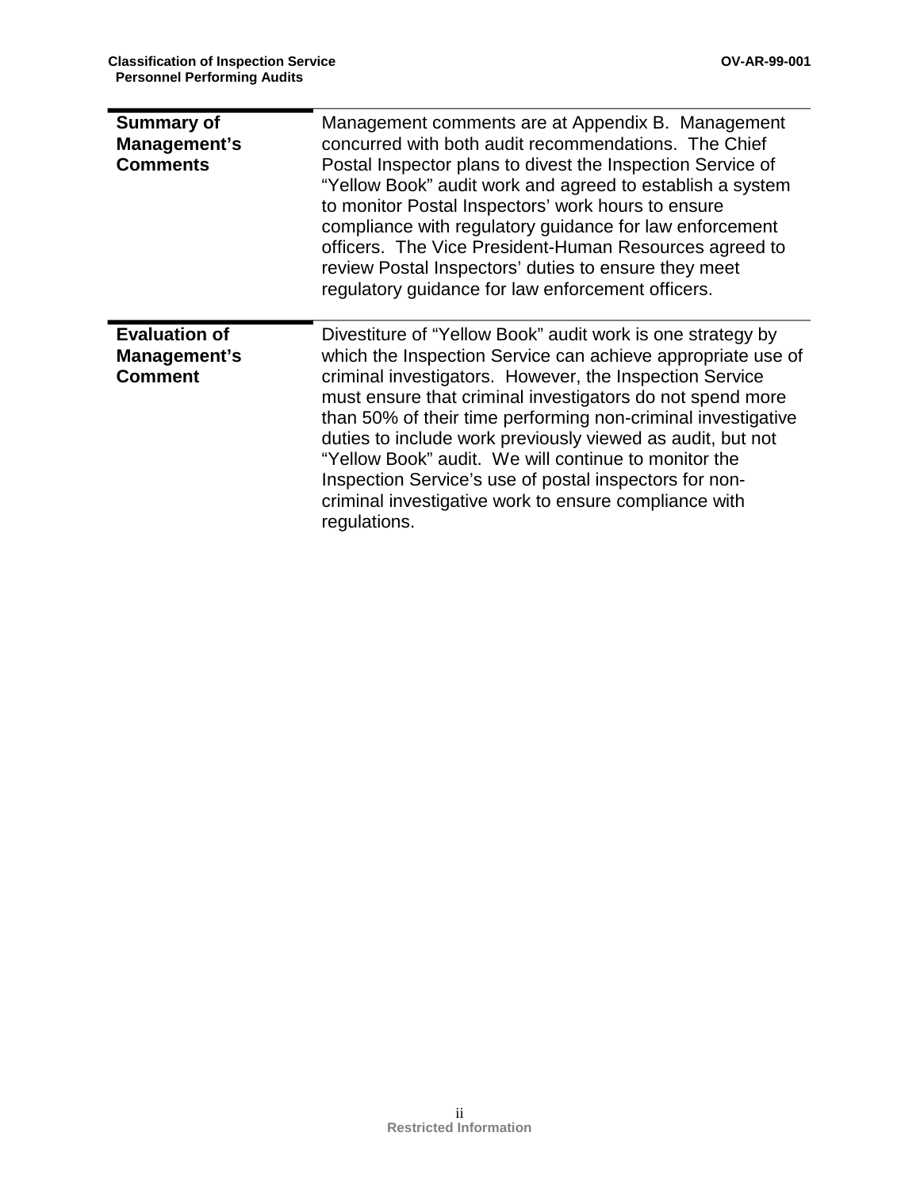## Summary of Management's Comments

Management comments are at Appendix B. Management concurred with both audit recommendations. The Chief Postal Inspector plans to divest the Inspection Service of "Yellow Book" audit work and agreed to establish a system to monitor Postal Inspectors' work hours to ensure compliance with regulatory guidance for law enforcement officers. The Vice President-Human Resources agreed to review Postal Inspectors' duties to ensure they meet regulatory guidance for law enforcement officers.

## Evaluation of Management's Comment

Divestiture of "Yellow Book" audit work is one strategy by which the Inspection Service can achieve appropriate use of criminal investigators. However, the Inspection Service must ensure that criminal investigators do not spend more than 50% of their time performing non-criminal investigative duties to include work previously viewed as audit, but not "Yellow Book" audit. We will continue to monitor the Inspection Service's use of postal inspectors for non-criminal investigative work to ensure compliance with regulations.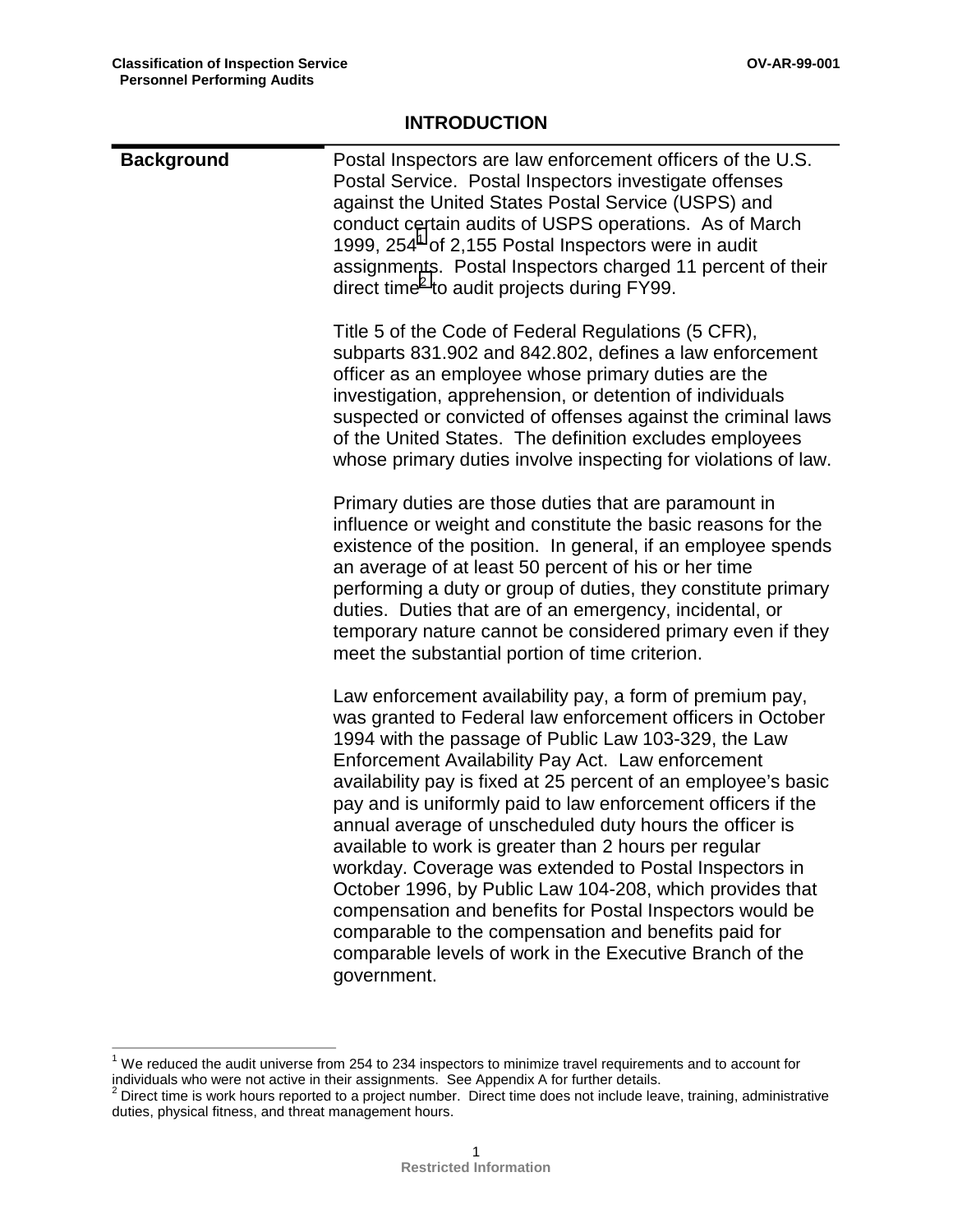## INTRODUCTION

**Background**

Postal Inspectors are law enforcement officers of the U.S. Postal Service. Postal Inspectors investigate offenses against the United States Postal Service (USPS) and conduct certain audits of USPS operations. As of March 1999, 254[1] of 2,155 Postal Inspectors were in audit assignments. Postal Inspectors charged 11 percent of their direct time[2] to audit projects during FY99.

Title 5 of the Code of Federal Regulations (5 CFR), subparts 831.902 and 842.802, defines a law enforcement officer as an employee whose primary duties are the investigation, apprehension, or detention of individuals suspected or convicted of offenses against the criminal laws of the United States. The definition excludes employees whose primary duties involve inspecting for violations of law.

Primary duties are those duties that are paramount in influence or weight and constitute the basic reasons for the existence of the position. In general, if an employee spends an average of at least 50 percent of his or her time performing a duty or group of duties, they constitute primary duties. Duties that are of an emergency, incidental, or temporary nature cannot be considered primary even if they meet the substantial portion of time criterion.

Law enforcement availability pay, a form of premium pay, was granted to Federal law enforcement officers in October 1994 with the passage of Public Law 103-329, the Law Enforcement Availability Pay Act. Law enforcement availability pay is fixed at 25 percent of an employee's basic pay and is uniformly paid to law enforcement officers if the annual average of unscheduled duty hours the officer is available to work is greater than 2 hours per regular workday. Coverage was extended to Postal Inspectors in October 1996, by Public Law 104-208, which provides that compensation and benefits for Postal Inspectors would be comparable to the compensation and benefits paid for comparable levels of work in the Executive Branch of the government.

---

[1] We reduced the audit universe from 254 to 234 inspectors to minimize travel requirements and to account for individuals who were not active in their assignments. See Appendix A for further details.

[2] Direct time is work hours reported to a project number. Direct time does not include leave, training, administrative duties, physical fitness, and threat management hours.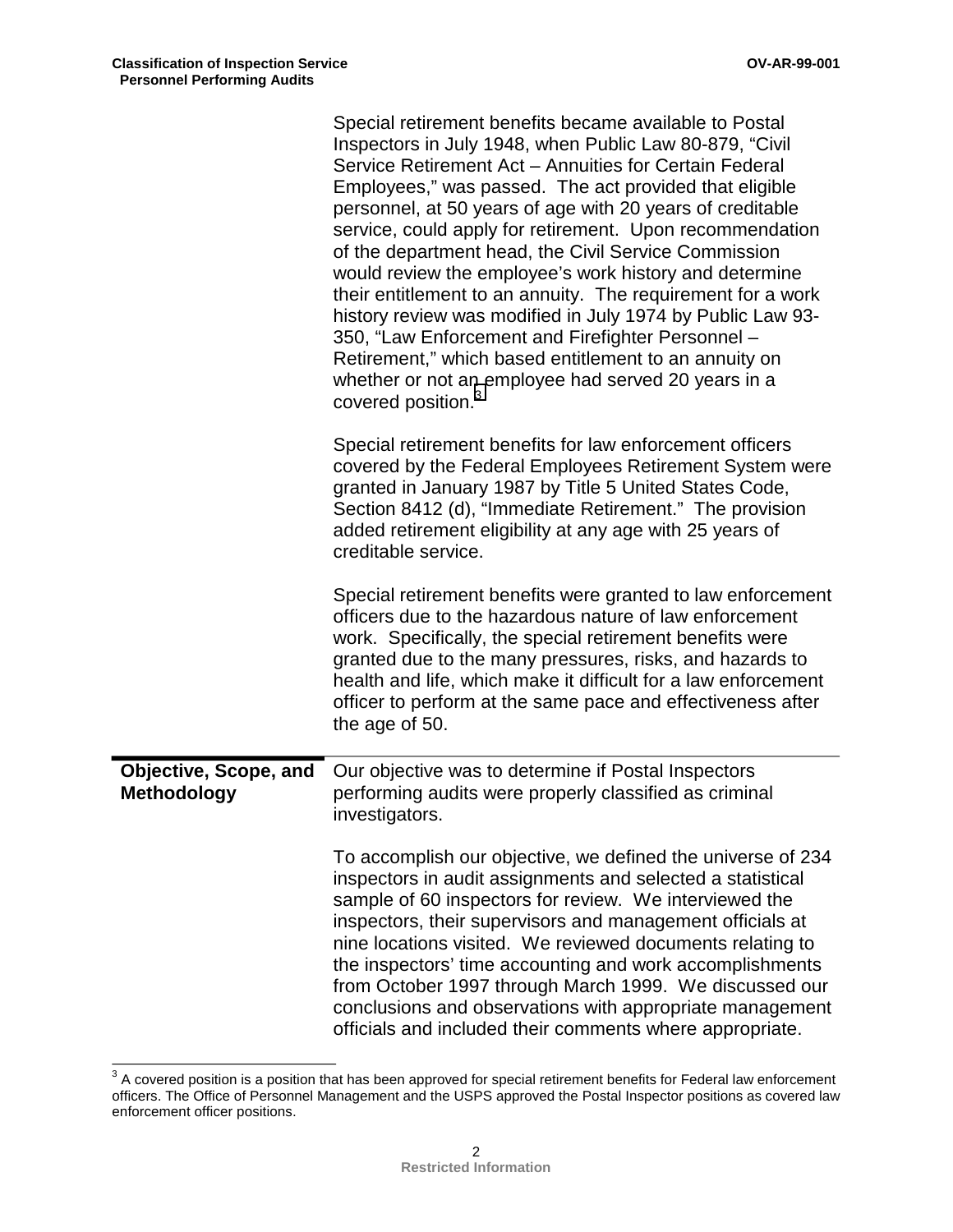Special retirement benefits became available to Postal Inspectors in July 1948, when Public Law 80-879, "Civil Service Retirement Act – Annuities for Certain Federal Employees," was passed. The act provided that eligible personnel, at 50 years of age with 20 years of creditable service, could apply for retirement. Upon recommendation of the department head, the Civil Service Commission would review the employee's work history and determine their entitlement to an annuity. The requirement for a work history review was modified in July 1974 by Public Law 93-350, "Law Enforcement and Firefighter Personnel – Retirement," which based entitlement to an annuity on whether or not an employee had served 20 years in a covered position.[3]

Special retirement benefits for law enforcement officers covered by the Federal Employees Retirement System were granted in January 1987 by Title 5 United States Code, Section 8412 (d), "Immediate Retirement." The provision added retirement eligibility at any age with 25 years of creditable service.

Special retirement benefits were granted to law enforcement officers due to the hazardous nature of law enforcement work. Specifically, the special retirement benefits were granted due to the many pressures, risks, and hazards to health and life, which make it difficult for a law enforcement officer to perform at the same pace and effectiveness after the age of 50.

## Objective, Scope, and Methodology

Our objective was to determine if Postal Inspectors performing audits were properly classified as criminal investigators.

To accomplish our objective, we defined the universe of 234 inspectors in audit assignments and selected a statistical sample of 60 inspectors for review. We interviewed the inspectors, their supervisors and management officials at nine locations visited. We reviewed documents relating to the inspectors' time accounting and work accomplishments from October 1997 through March 1999. We discussed our conclusions and observations with appropriate management officials and included their comments where appropriate.

[3] A covered position is a position that has been approved for special retirement benefits for Federal law enforcement officers. The Office of Personnel Management and the USPS approved the Postal Inspector positions as covered law enforcement officer positions.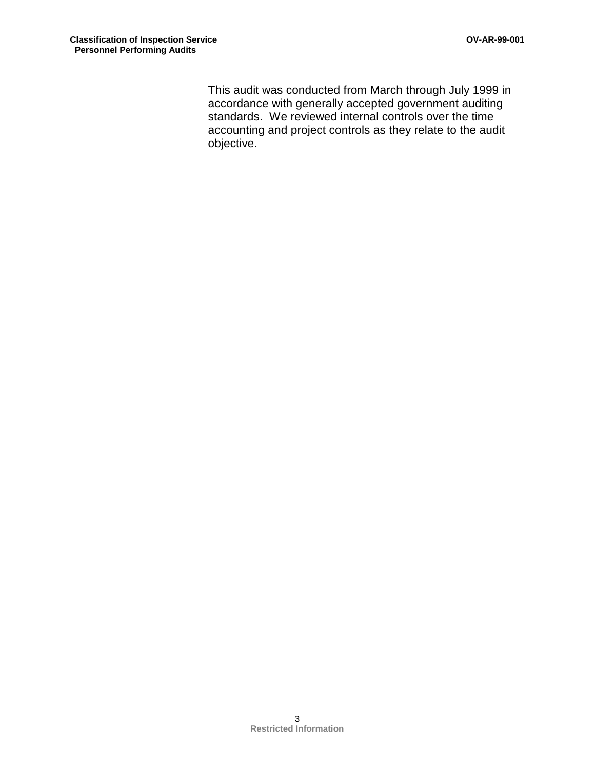This audit was conducted from March through July 1999 in accordance with generally accepted government auditing standards. We reviewed internal controls over the time accounting and project controls as they relate to the audit objective.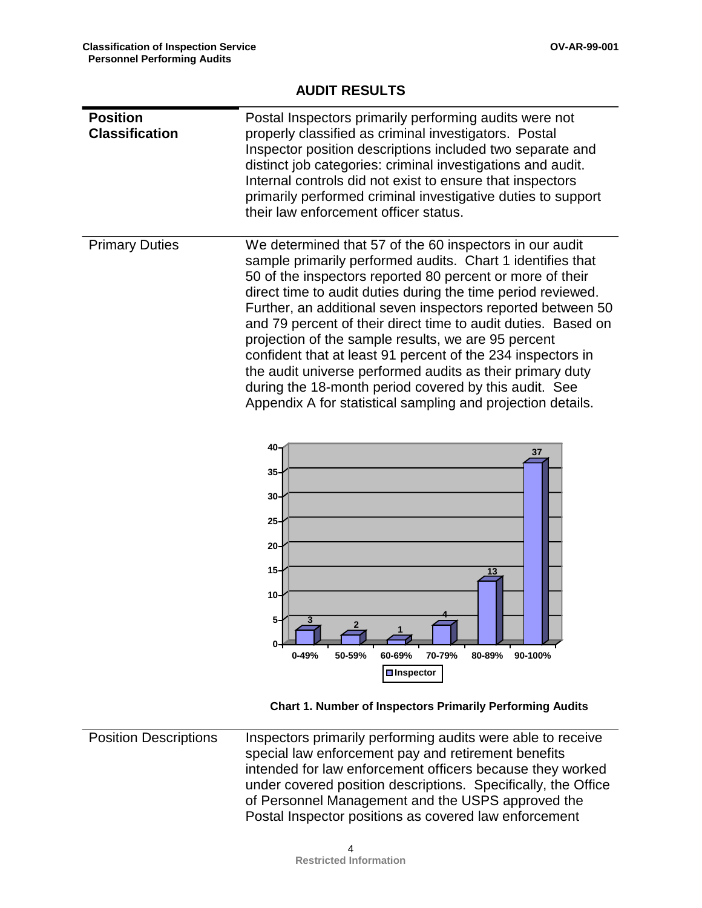## AUDIT RESULTS

**Position Classification**

Postal Inspectors primarily performing audits were not properly classified as criminal investigators. Postal Inspector position descriptions included two separate and distinct job categories: criminal investigations and audit. Internal controls did not exist to ensure that inspectors primarily performed criminal investigative duties to support their law enforcement officer status.

Primary Duties

We determined that 57 of the 60 inspectors in our audit sample primarily performed audits. Chart 1 identifies that 50 of the inspectors reported 80 percent or more of their direct time to audit duties during the time period reviewed. Further, an additional seven inspectors reported between 50 and 79 percent of their direct time to audit duties. Based on projection of the sample results, we are 95 percent confident that at least 91 percent of the 234 inspectors in the audit universe performed audits as their primary duty during the 18-month period covered by this audit. See Appendix A for statistical sampling and projection details.

40
35
30
25
20
15
10
5
0

3
2
1
4
13
37

0-49%
50-59%
60-69%
70-79%
80-89%
90-100%

Inspector

**Chart 1. Number of Inspectors Primarily Performing Audits**

Position Descriptions

Inspectors primarily performing audits were able to receive special law enforcement pay and retirement benefits intended for law enforcement officers because they worked under covered position descriptions. Specifically, the Office of Personnel Management and the USPS approved the Postal Inspector positions as covered law enforcement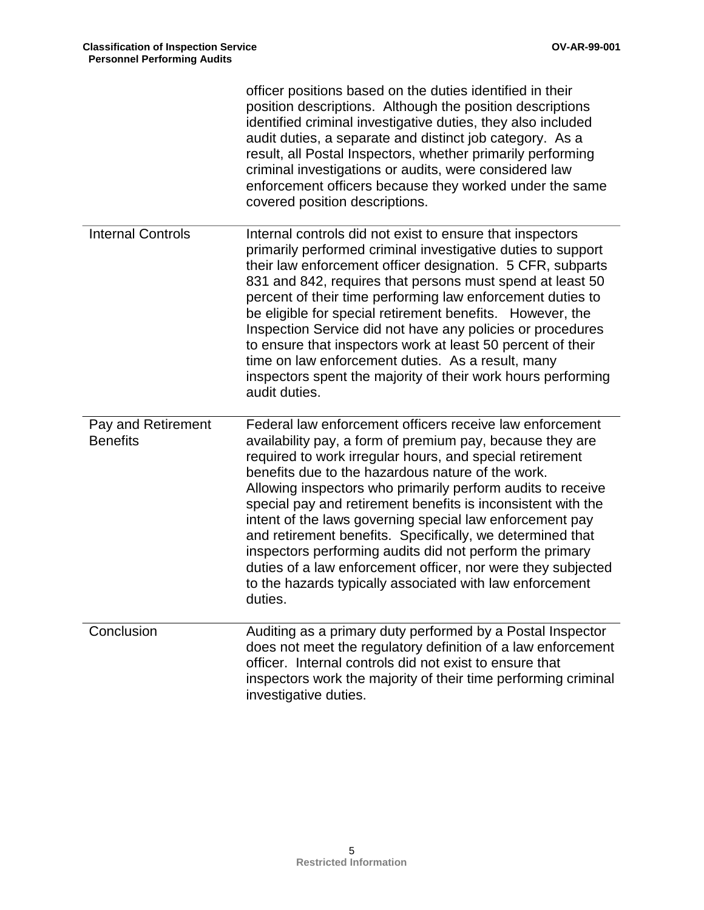officer positions based on the duties identified in their position descriptions. Although the position descriptions identified criminal investigative duties, they also included audit duties, a separate and distinct job category. As a result, all Postal Inspectors, whether primarily performing criminal investigations or audits, were considered law enforcement officers because they worked under the same covered position descriptions.

**Internal Controls**

Internal controls did not exist to ensure that inspectors primarily performed criminal investigative duties to support their law enforcement officer designation. 5 CFR, subparts 831 and 842, requires that persons must spend at least 50 percent of their time performing law enforcement duties to be eligible for special retirement benefits. However, the Inspection Service did not have any policies or procedures to ensure that inspectors work at least 50 percent of their time on law enforcement duties. As a result, many inspectors spent the majority of their work hours performing audit duties.

**Pay and Retirement Benefits**

Federal law enforcement officers receive law enforcement availability pay, a form of premium pay, because they are required to work irregular hours, and special retirement benefits due to the hazardous nature of the work. Allowing inspectors who primarily perform audits to receive special pay and retirement benefits is inconsistent with the intent of the laws governing special law enforcement pay and retirement benefits. Specifically, we determined that inspectors performing audits did not perform the primary duties of a law enforcement officer, nor were they subjected to the hazards typically associated with law enforcement duties.

**Conclusion**

Auditing as a primary duty performed by a Postal Inspector does not meet the regulatory definition of a law enforcement officer. Internal controls did not exist to ensure that inspectors work the majority of their time performing criminal investigative duties.

Restricted Information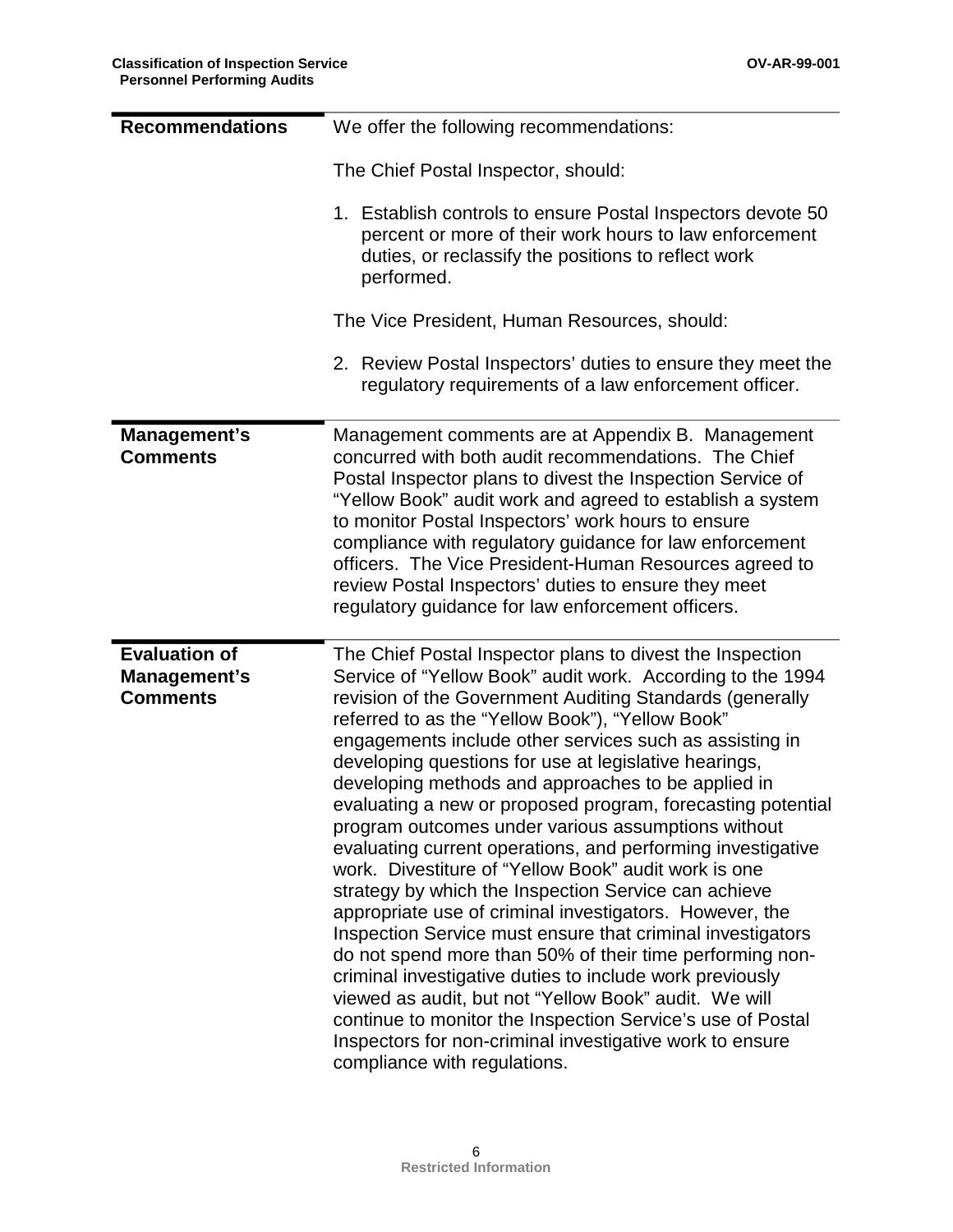## Recommendations

We offer the following recommendations:

The Chief Postal Inspector, should:

1. Establish controls to ensure Postal Inspectors devote 50 percent or more of their work hours to law enforcement duties, or reclassify the positions to reflect work performed.

The Vice President, Human Resources, should:

2. Review Postal Inspectors' duties to ensure they meet the regulatory requirements of a law enforcement officer.

## Management's Comments

Management comments are at Appendix B. Management concurred with both audit recommendations. The Chief Postal Inspector plans to divest the Inspection Service of "Yellow Book" audit work and agreed to establish a system to monitor Postal Inspectors' work hours to ensure compliance with regulatory guidance for law enforcement officers. The Vice President-Human Resources agreed to review Postal Inspectors' duties to ensure they meet regulatory guidance for law enforcement officers.

## Evaluation of Management's Comments

The Chief Postal Inspector plans to divest the Inspection Service of "Yellow Book" audit work. According to the 1994 revision of the Government Auditing Standards (generally referred to as the "Yellow Book"), "Yellow Book" engagements include other services such as assisting in developing questions for use at legislative hearings, developing methods and approaches to be applied in evaluating a new or proposed program, forecasting potential program outcomes under various assumptions without evaluating current operations, and performing investigative work. Divestiture of "Yellow Book" audit work is one strategy by which the Inspection Service can achieve appropriate use of criminal investigators. However, the Inspection Service must ensure that criminal investigators do not spend more than 50% of their time performing non-criminal investigative duties to include work previously viewed as audit, but not "Yellow Book" audit. We will continue to monitor the Inspection Service's use of Postal Inspectors for non-criminal investigative work to ensure compliance with regulations.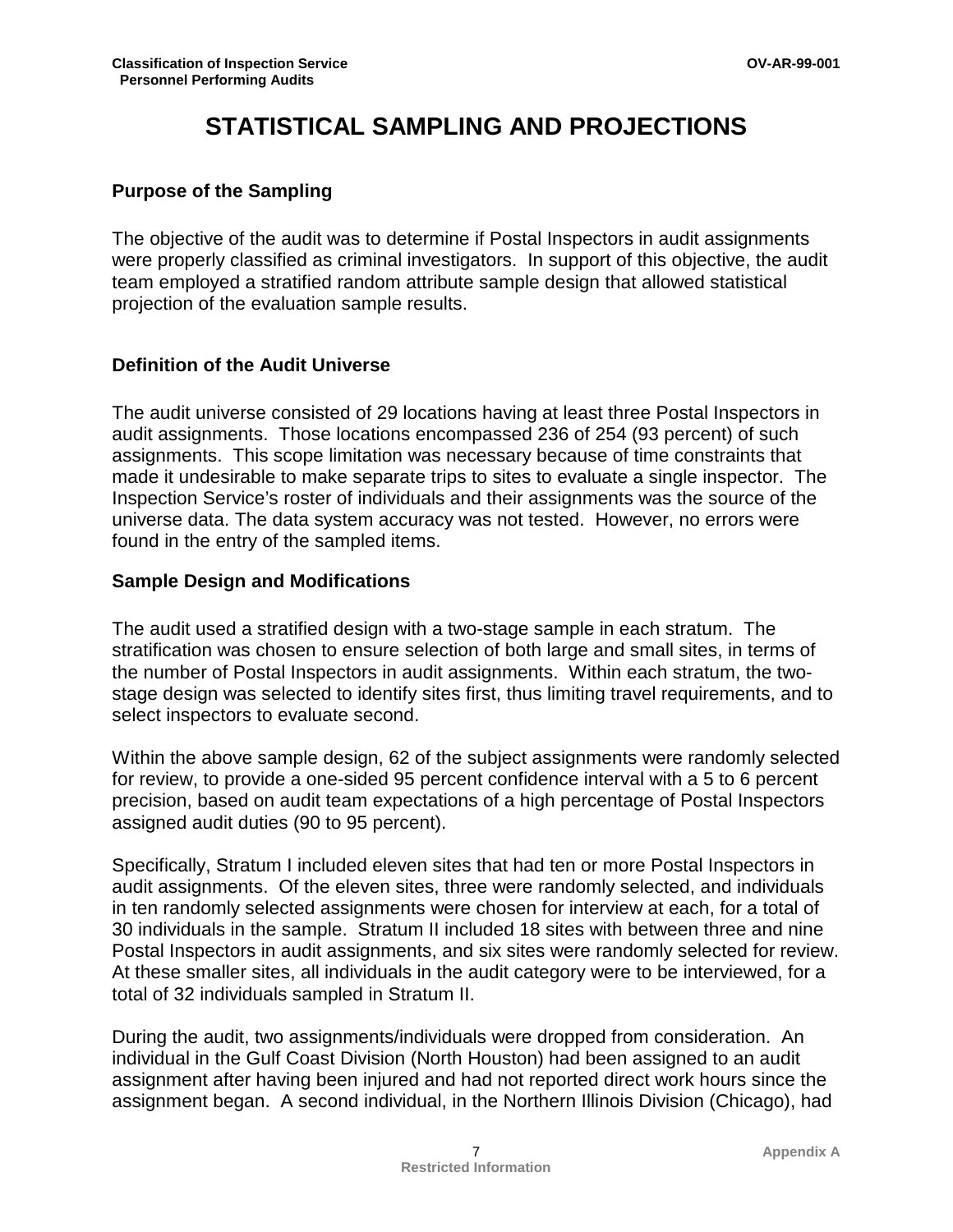# STATISTICAL SAMPLING AND PROJECTIONS

### Purpose of the Sampling

The objective of the audit was to determine if Postal Inspectors in audit assignments were properly classified as criminal investigators. In support of this objective, the audit team employed a stratified random attribute sample design that allowed statistical projection of the evaluation sample results.

### Definition of the Audit Universe

The audit universe consisted of 29 locations having at least three Postal Inspectors in audit assignments. Those locations encompassed 236 of 254 (93 percent) of such assignments. This scope limitation was necessary because of time constraints that made it undesirable to make separate trips to sites to evaluate a single inspector. The Inspection Service's roster of individuals and their assignments was the source of the universe data. The data system accuracy was not tested. However, no errors were found in the entry of the sampled items.

### Sample Design and Modifications

The audit used a stratified design with a two-stage sample in each stratum. The stratification was chosen to ensure selection of both large and small sites, in terms of the number of Postal Inspectors in audit assignments. Within each stratum, the two-stage design was selected to identify sites first, thus limiting travel requirements, and to select inspectors to evaluate second.

Within the above sample design, 62 of the subject assignments were randomly selected for review, to provide a one-sided 95 percent confidence interval with a 5 to 6 percent precision, based on audit team expectations of a high percentage of Postal Inspectors assigned audit duties (90 to 95 percent).

Specifically, Stratum I included eleven sites that had ten or more Postal Inspectors in audit assignments. Of the eleven sites, three were randomly selected, and individuals in ten randomly selected assignments were chosen for interview at each, for a total of 30 individuals in the sample. Stratum II included 18 sites with between three and nine Postal Inspectors in audit assignments, and six sites were randomly selected for review. At these smaller sites, all individuals in the audit category were to be interviewed, for a total of 32 individuals sampled in Stratum II.

During the audit, two assignments/individuals were dropped from consideration. An individual in the Gulf Coast Division (North Houston) had been assigned to an audit assignment after having been injured and had not reported direct work hours since the assignment began. A second individual, in the Northern Illinois Division (Chicago), had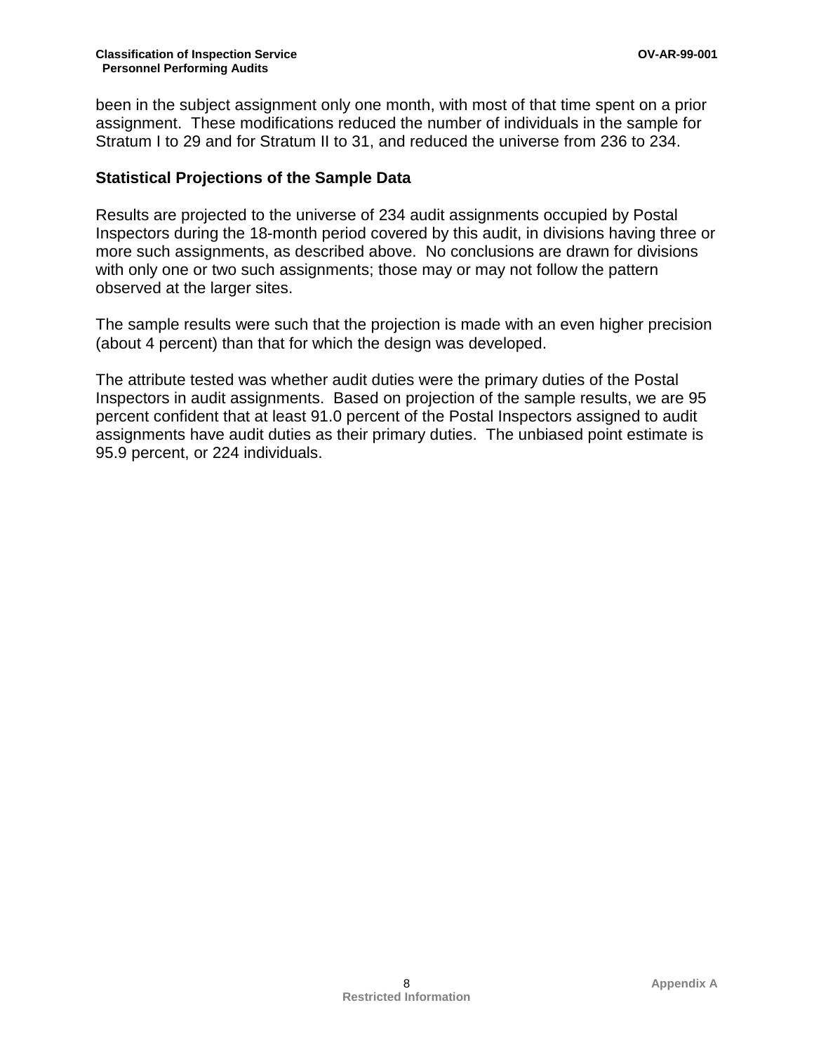been in the subject assignment only one month, with most of that time spent on a prior assignment. These modifications reduced the number of individuals in the sample for Stratum I to 29 and for Stratum II to 31, and reduced the universe from 236 to 234.

## Statistical Projections of the Sample Data

Results are projected to the universe of 234 audit assignments occupied by Postal Inspectors during the 18-month period covered by this audit, in divisions having three or more such assignments, as described above. No conclusions are drawn for divisions with only one or two such assignments; those may or may not follow the pattern observed at the larger sites.

The sample results were such that the projection is made with an even higher precision (about 4 percent) than that for which the design was developed.

The attribute tested was whether audit duties were the primary duties of the Postal Inspectors in audit assignments. Based on projection of the sample results, we are 95 percent confident that at least 91.0 percent of the Postal Inspectors assigned to audit assignments have audit duties as their primary duties. The unbiased point estimate is 95.9 percent, or 224 individuals.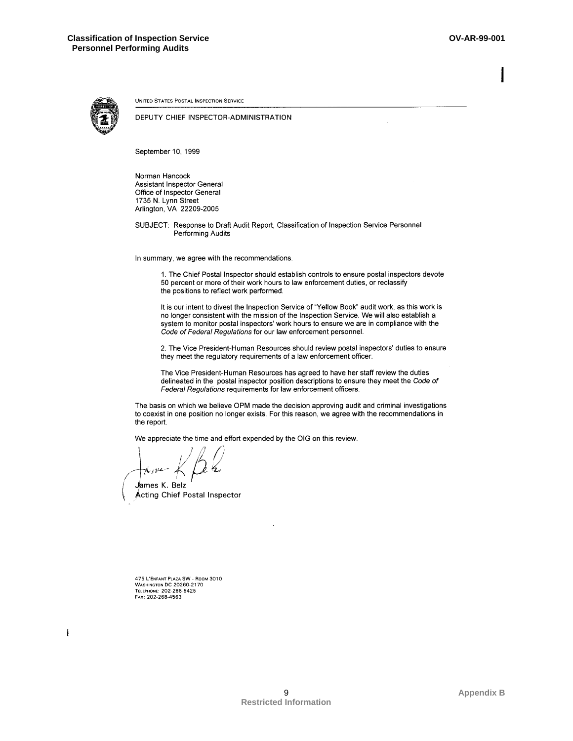UNITED STATES POSTAL INSPECTION SERVICE

DEPUTY CHIEF INSPECTOR-ADMINISTRATION

September 10, 1999

Norman Hancock
Assistant Inspector General
Office of Inspector General
1735 N. Lynn Street
Arlington, VA 22209-2005

SUBJECT: Response to Draft Audit Report, Classification of Inspection Service Personnel Performing Audits

In summary, we agree with the recommendations.

1. The Chief Postal Inspector should establish controls to ensure postal inspectors devote 50 percent or more of their work hours to law enforcement duties, or reclassify the positions to reflect work performed.

It is our intent to divest the Inspection Service of "Yellow Book" audit work, as this work is no longer consistent with the mission of the Inspection Service. We will also establish a system to monitor postal inspectors' work hours to ensure we are in compliance with the *Code of Federal Regulations* for our law enforcement personnel.

2. The Vice President-Human Resources should review postal inspectors' duties to ensure they meet the regulatory requirements of a law enforcement officer.

The Vice President-Human Resources has agreed to have her staff review the duties delineated in the postal inspector position descriptions to ensure they meet the *Code of Federal Regulations* requirements for law enforcement officers.

The basis on which we believe OPM made the decision approving audit and criminal investigations to coexist in one position no longer exists. For this reason, we agree with the recommendations in the report.

We appreciate the time and effort expended by the OIG on this review.

James K. Belz
Acting Chief Postal Inspector

475 L'ENFANT PLAZA SW - ROOM 3010
WASHINGTON DC 20260-2170
TELEPHONE: 202-268-5425
FAX: 202-268-4563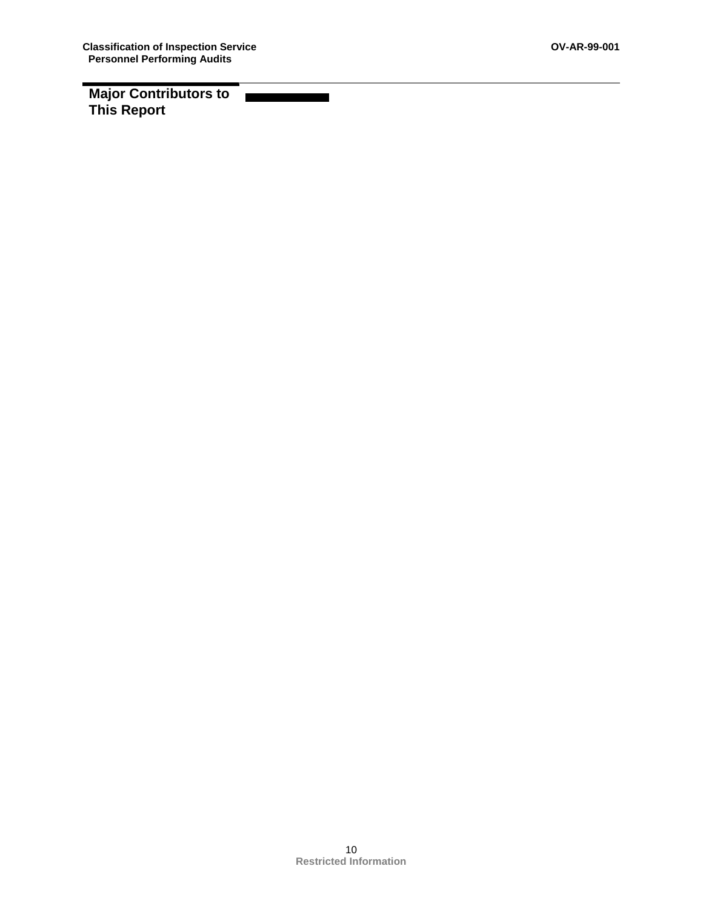## Major Contributors to This Report